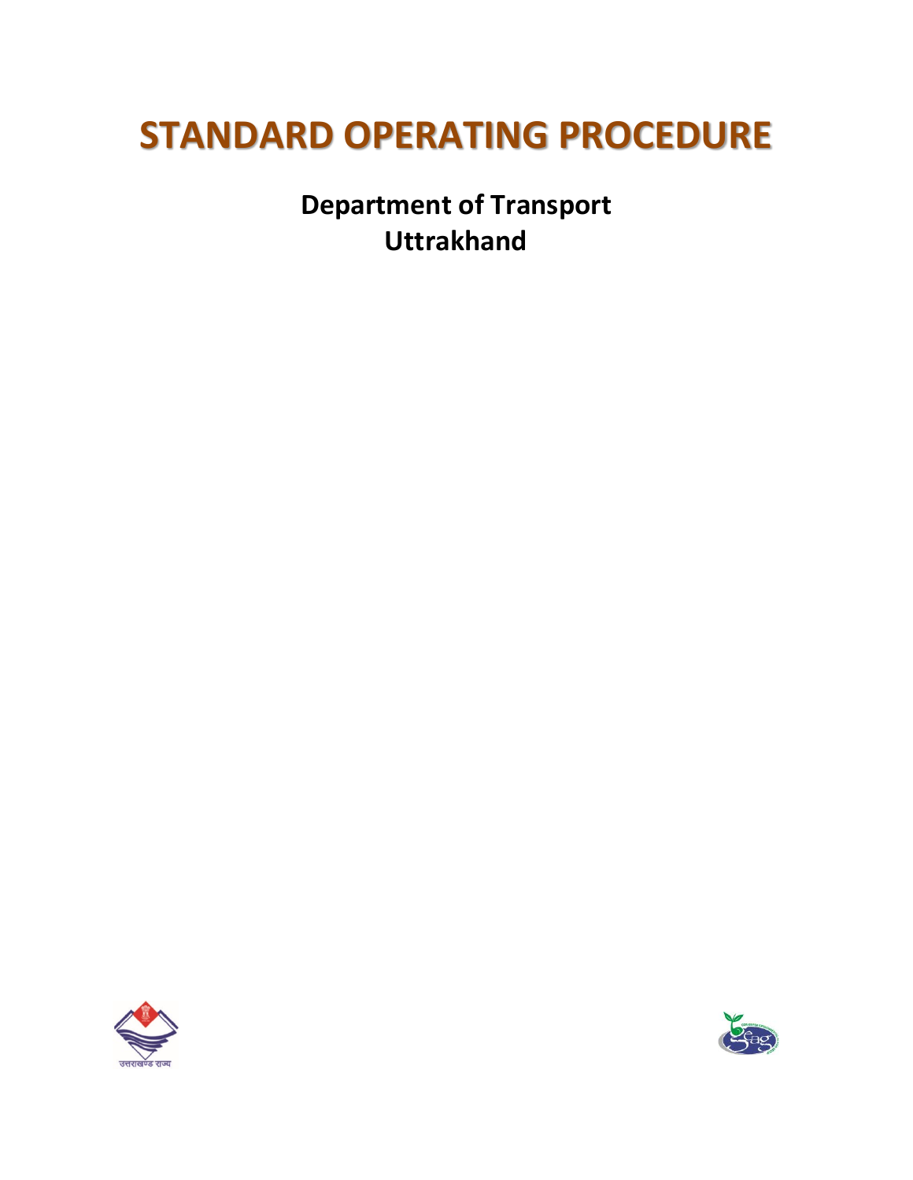# STANDARD OPERATING PROCEDURE

**Department of Transport**
**Uttrakhand**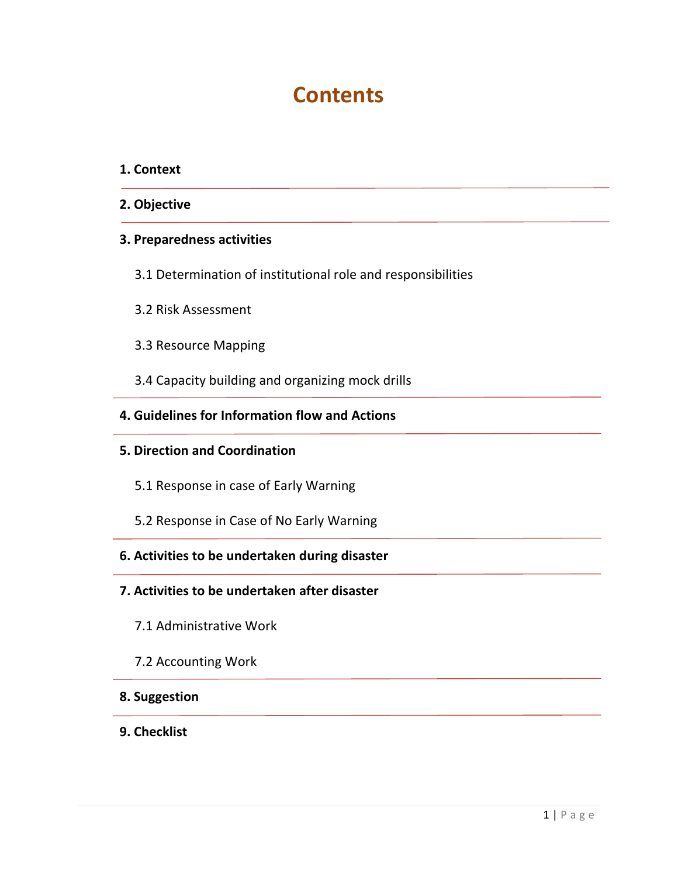# Contents

**1. Context**

**2. Objective**

**3. Preparedness activities**

3.1 Determination of institutional role and responsibilities

3.2 Risk Assessment

3.3 Resource Mapping

3.4 Capacity building and organizing mock drills

**4. Guidelines for Information flow and Actions**

**5. Direction and Coordination**

5.1 Response in case of Early Warning

5.2 Response in Case of No Early Warning

**6. Activities to be undertaken during disaster**

**7. Activities to be undertaken after disaster**

7.1 Administrative Work

7.2 Accounting Work

**8. Suggestion**

**9. Checklist**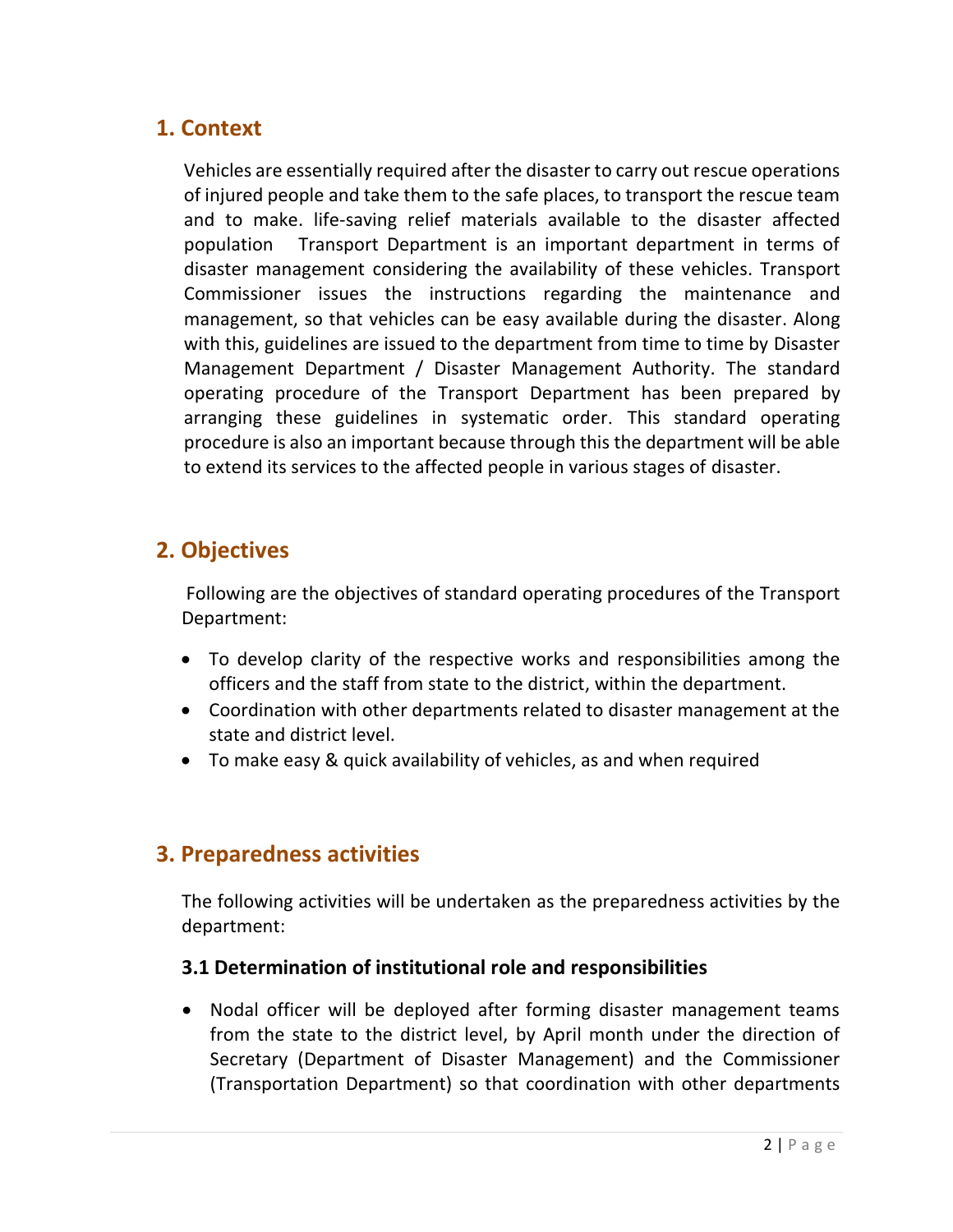## 1. Context

Vehicles are essentially required after the disaster to carry out rescue operations of injured people and take them to the safe places, to transport the rescue team and to make. life-saving relief materials available to the disaster affected population  Transport Department is an important department in terms of disaster management considering the availability of these vehicles. Transport Commissioner issues the instructions regarding the maintenance and management, so that vehicles can be easy available during the disaster. Along with this, guidelines are issued to the department from time to time by Disaster Management Department / Disaster Management Authority. The standard operating procedure of the Transport Department has been prepared by arranging these guidelines in systematic order. This standard operating procedure is also an important because through this the department will be able to extend its services to the affected people in various stages of disaster.

## 2. Objectives

Following are the objectives of standard operating procedures of the Transport Department:

- To develop clarity of the respective works and responsibilities among the officers and the staff from state to the district, within the department.
- Coordination with other departments related to disaster management at the state and district level.
- To make easy & quick availability of vehicles, as and when required

## 3. Preparedness activities

The following activities will be undertaken as the preparedness activities by the department:

### 3.1 Determination of institutional role and responsibilities

- Nodal officer will be deployed after forming disaster management teams from the state to the district level, by April month under the direction of Secretary (Department of Disaster Management) and the Commissioner (Transportation Department) so that coordination with other departments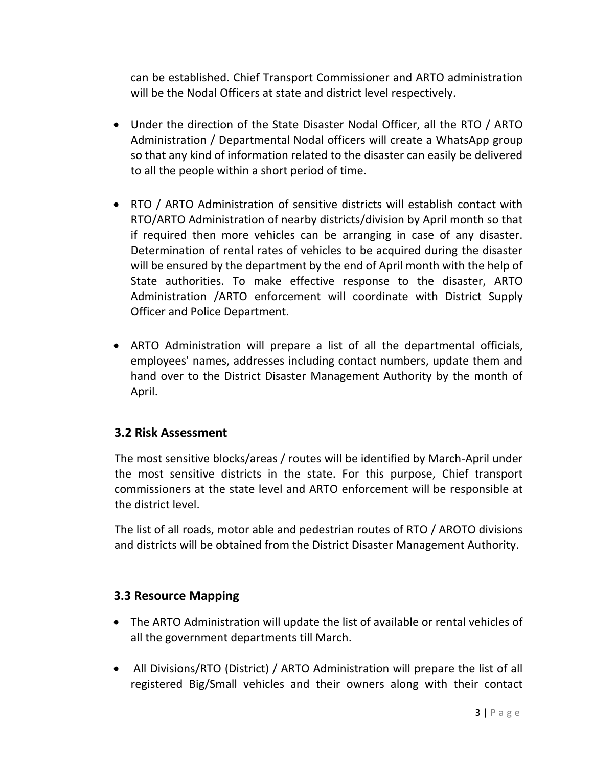can be established. Chief Transport Commissioner and ARTO administration will be the Nodal Officers at state and district level respectively.

- Under the direction of the State Disaster Nodal Officer, all the RTO / ARTO Administration / Departmental Nodal officers will create a WhatsApp group so that any kind of information related to the disaster can easily be delivered to all the people within a short period of time.

- RTO / ARTO Administration of sensitive districts will establish contact with RTO/ARTO Administration of nearby districts/division by April month so that if required then more vehicles can be arranging in case of any disaster. Determination of rental rates of vehicles to be acquired during the disaster will be ensured by the department by the end of April month with the help of State authorities. To make effective response to the disaster, ARTO Administration /ARTO enforcement will coordinate with District Supply Officer and Police Department.

- ARTO Administration will prepare a list of all the departmental officials, employees' names, addresses including contact numbers, update them and hand over to the District Disaster Management Authority by the month of April.

## 3.2 Risk Assessment

The most sensitive blocks/areas / routes will be identified by March-April under the most sensitive districts in the state. For this purpose, Chief transport commissioners at the state level and ARTO enforcement will be responsible at the district level.

The list of all roads, motor able and pedestrian routes of RTO / AROTO divisions and districts will be obtained from the District Disaster Management Authority.

## 3.3 Resource Mapping

- The ARTO Administration will update the list of available or rental vehicles of all the government departments till March.

- All Divisions/RTO (District) / ARTO Administration will prepare the list of all registered Big/Small vehicles and their owners along with their contact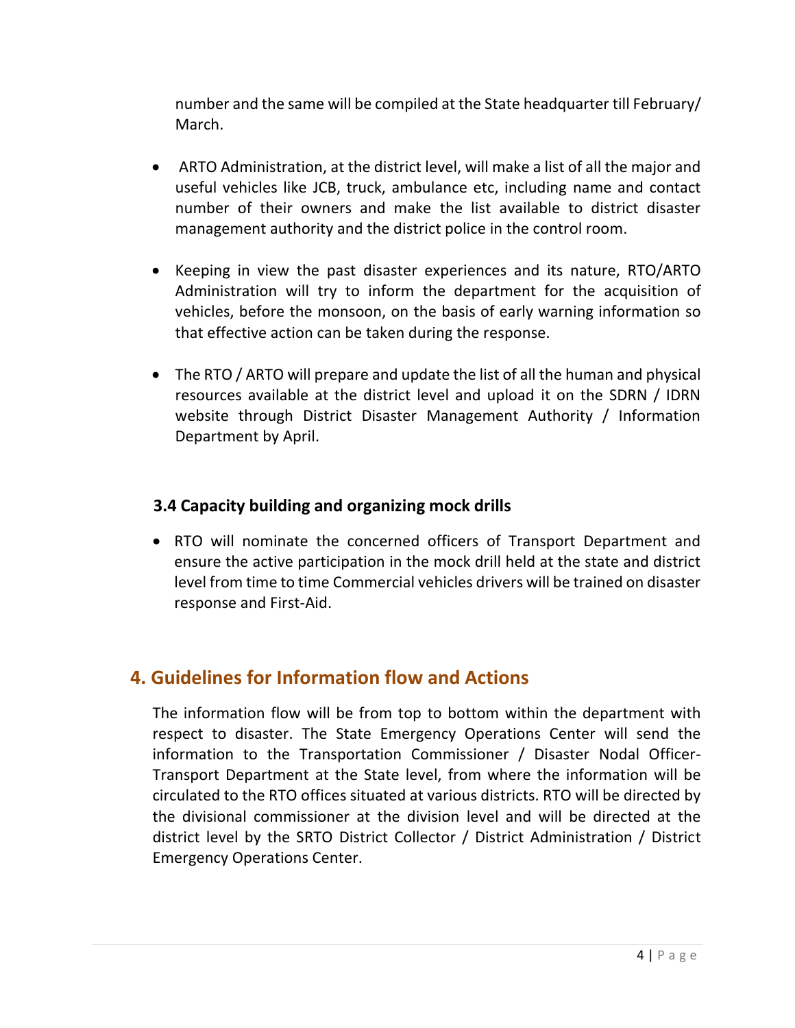number and the same will be compiled at the State headquarter till February/ March.

- ARTO Administration, at the district level, will make a list of all the major and useful vehicles like JCB, truck, ambulance etc, including name and contact number of their owners and make the list available to district disaster management authority and the district police in the control room.
- Keeping in view the past disaster experiences and its nature, RTO/ARTO Administration will try to inform the department for the acquisition of vehicles, before the monsoon, on the basis of early warning information so that effective action can be taken during the response.
- The RTO / ARTO will prepare and update the list of all the human and physical resources available at the district level and upload it on the SDRN / IDRN website through District Disaster Management Authority / Information Department by April.

### 3.4 Capacity building and organizing mock drills

- RTO will nominate the concerned officers of Transport Department and ensure the active participation in the mock drill held at the state and district level from time to time Commercial vehicles drivers will be trained on disaster response and First-Aid.

## 4. Guidelines for Information flow and Actions

The information flow will be from top to bottom within the department with respect to disaster. The State Emergency Operations Center will send the information to the Transportation Commissioner / Disaster Nodal Officer-Transport Department at the State level, from where the information will be circulated to the RTO offices situated at various districts. RTO will be directed by the divisional commissioner at the division level and will be directed at the district level by the SRTO District Collector / District Administration / District Emergency Operations Center.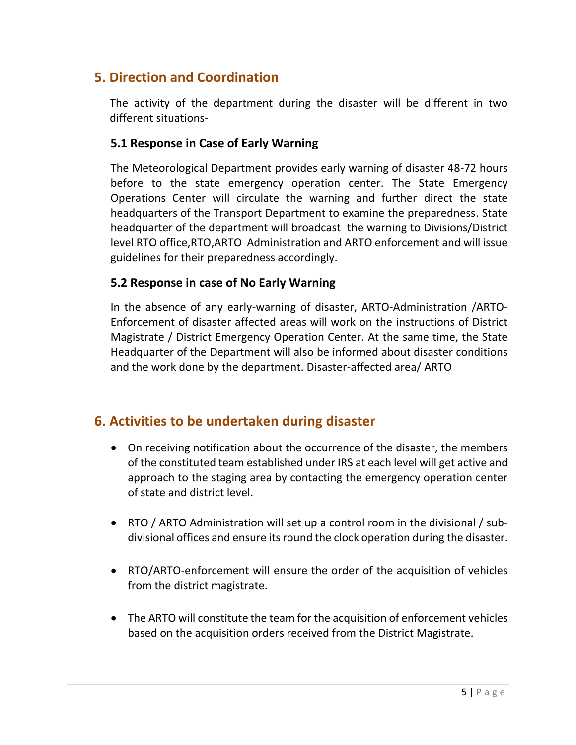## 5. Direction and Coordination

The activity of the department during the disaster will be different in two different situations-

### 5.1 Response in Case of Early Warning

The Meteorological Department provides early warning of disaster 48-72 hours before to the state emergency operation center. The State Emergency Operations Center will circulate the warning and further direct the state headquarters of the Transport Department to examine the preparedness. State headquarter of the department will broadcast the warning to Divisions/District level RTO office,RTO,ARTO Administration and ARTO enforcement and will issue guidelines for their preparedness accordingly.

### 5.2 Response in case of No Early Warning

In the absence of any early-warning of disaster, ARTO-Administration /ARTO-Enforcement of disaster affected areas will work on the instructions of District Magistrate / District Emergency Operation Center. At the same time, the State Headquarter of the Department will also be informed about disaster conditions and the work done by the department. Disaster-affected area/ ARTO

## 6. Activities to be undertaken during disaster

- On receiving notification about the occurrence of the disaster, the members of the constituted team established under IRS at each level will get active and approach to the staging area by contacting the emergency operation center of state and district level.
- RTO / ARTO Administration will set up a control room in the divisional / sub-divisional offices and ensure its round the clock operation during the disaster.
- RTO/ARTO-enforcement will ensure the order of the acquisition of vehicles from the district magistrate.
- The ARTO will constitute the team for the acquisition of enforcement vehicles based on the acquisition orders received from the District Magistrate.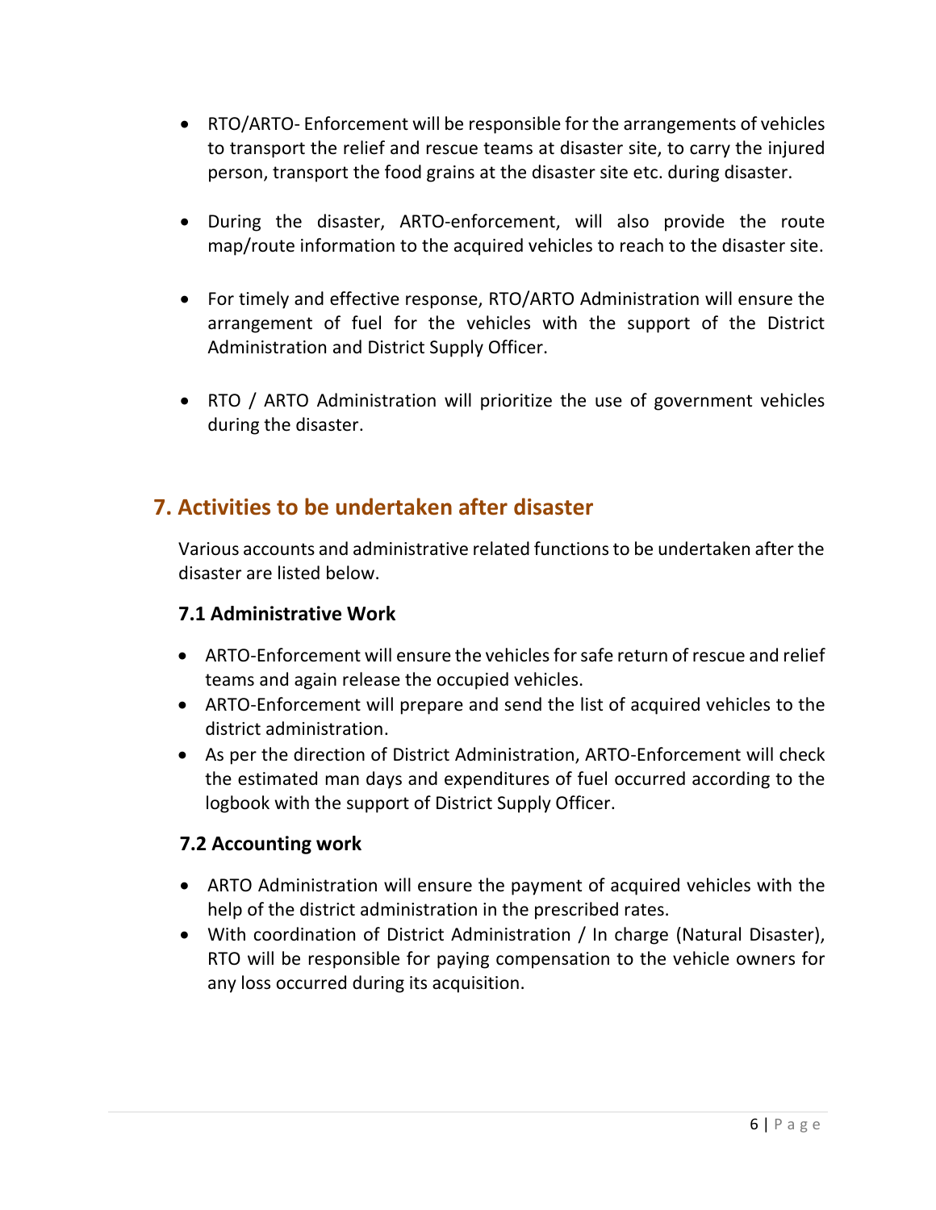- RTO/ARTO- Enforcement will be responsible for the arrangements of vehicles to transport the relief and rescue teams at disaster site, to carry the injured person, transport the food grains at the disaster site etc. during disaster.

- During the disaster, ARTO-enforcement, will also provide the route map/route information to the acquired vehicles to reach to the disaster site.

- For timely and effective response, RTO/ARTO Administration will ensure the arrangement of fuel for the vehicles with the support of the District Administration and District Supply Officer.

- RTO / ARTO Administration will prioritize the use of government vehicles during the disaster.

## 7. Activities to be undertaken after disaster

Various accounts and administrative related functions to be undertaken after the disaster are listed below.

### 7.1 Administrative Work

- ARTO-Enforcement will ensure the vehicles for safe return of rescue and relief teams and again release the occupied vehicles.
- ARTO-Enforcement will prepare and send the list of acquired vehicles to the district administration.
- As per the direction of District Administration, ARTO-Enforcement will check the estimated man days and expenditures of fuel occurred according to the logbook with the support of District Supply Officer.

### 7.2 Accounting work

- ARTO Administration will ensure the payment of acquired vehicles with the help of the district administration in the prescribed rates.
- With coordination of District Administration / In charge (Natural Disaster), RTO will be responsible for paying compensation to the vehicle owners for any loss occurred during its acquisition.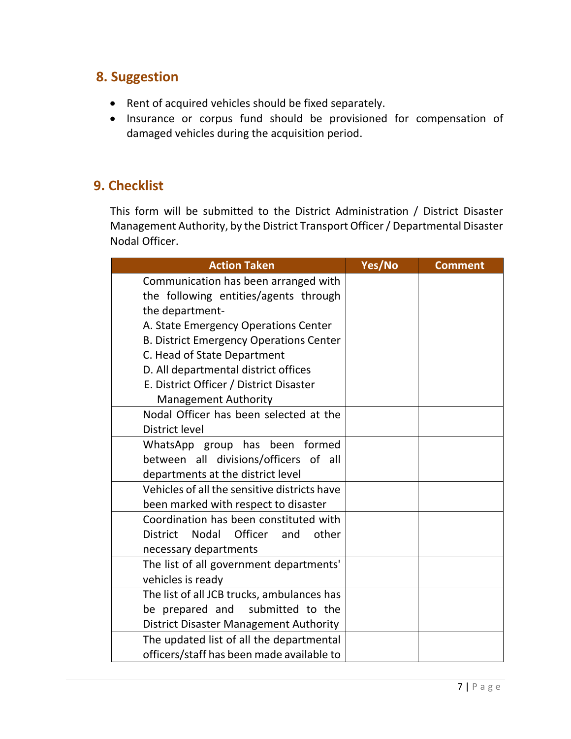## 8. Suggestion

- Rent of acquired vehicles should be fixed separately.
- Insurance or corpus fund should be provisioned for compensation of damaged vehicles during the acquisition period.

## 9. Checklist

This form will be submitted to the District Administration / District Disaster Management Authority, by the District Transport Officer / Departmental Disaster Nodal Officer.

| Action Taken | Yes/No | Comment |
| --- | --- | --- |
| Communication has been arranged with the following entities/agents through the department-<br>A. State Emergency Operations Center<br>B. District Emergency Operations Center<br>C. Head of State Department<br>D. All departmental district offices<br>E. District Officer / District Disaster Management Authority | | |
| Nodal Officer has been selected at the District level | | |
| WhatsApp group has been formed between all divisions/officers of all departments at the district level | | |
| Vehicles of all the sensitive districts have been marked with respect to disaster | | |
| Coordination has been constituted with District Nodal Officer and other necessary departments | | |
| The list of all government departments' vehicles is ready | | |
| The list of all JCB trucks, ambulances has be prepared and submitted to the District Disaster Management Authority | | |
| The updated list of all the departmental officers/staff has been made available to | | |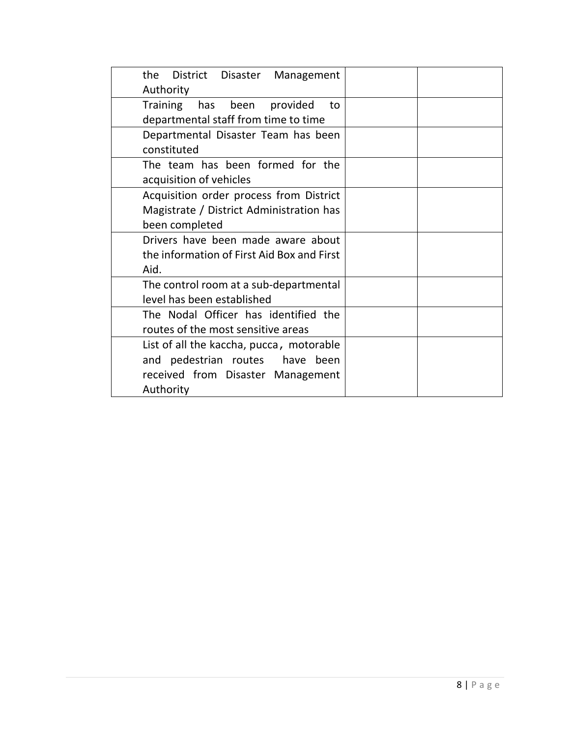| | | |
|---|---|---|
| the District Disaster Management Authority | | |
| Training has been provided to departmental staff from time to time | | |
| Departmental Disaster Team has been constituted | | |
| The team has been formed for the acquisition of vehicles | | |
| Acquisition order process from District Magistrate / District Administration has been completed | | |
| Drivers have been made aware about the information of First Aid Box and First Aid. | | |
| The control room at a sub-departmental level has been established | | |
| The Nodal Officer has identified the routes of the most sensitive areas | | |
| List of all the kaccha, pucca, motorable and pedestrian routes have been received from Disaster Management Authority | | |